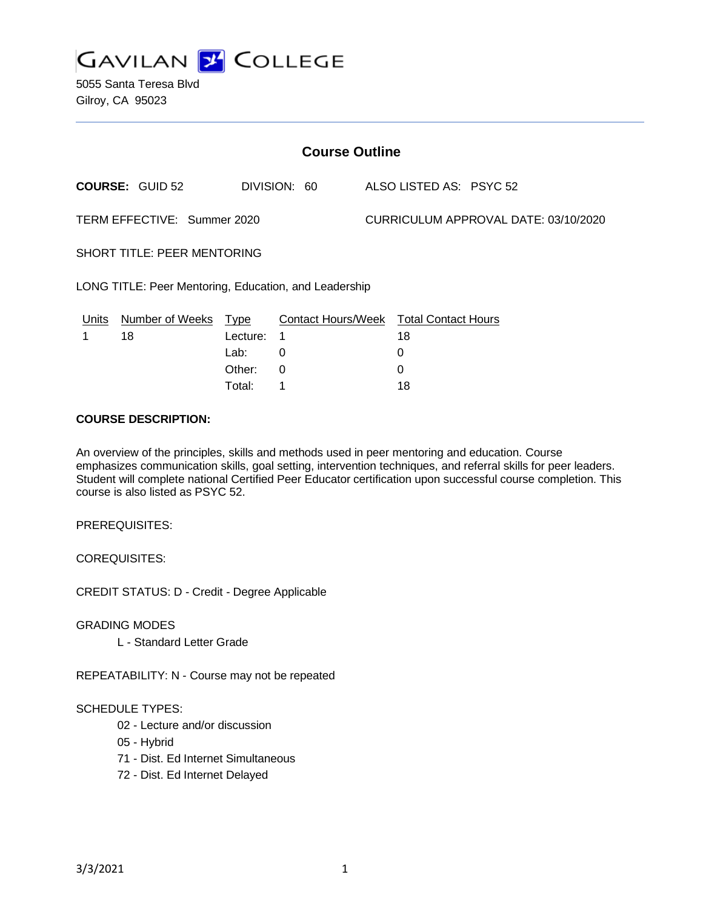GAVILAN COLLEGE

5055 Santa Teresa Blvd
Gilroy, CA 95023

## Course Outline

**COURSE:** GUID 52 DIVISION: 60 ALSO LISTED AS: PSYC 52

TERM EFFECTIVE: Summer 2020 CURRICULUM APPROVAL DATE: 03/10/2020

SHORT TITLE: PEER MENTORING

LONG TITLE: Peer Mentoring, Education, and Leadership

| Units | Number of Weeks | Type | Contact Hours/Week | Total Contact Hours |
|---|---|---|---|---|
| 1 | 18 | Lecture: | 1 | 18 |
| | | Lab: | 0 | 0 |
| | | Other: | 0 | 0 |
| | | Total: | 1 | 18 |

**COURSE DESCRIPTION:**

An overview of the principles, skills and methods used in peer mentoring and education. Course emphasizes communication skills, goal setting, intervention techniques, and referral skills for peer leaders. Student will complete national Certified Peer Educator certification upon successful course completion. This course is also listed as PSYC 52.

PREREQUISITES:

COREQUISITES:

CREDIT STATUS: D - Credit - Degree Applicable

GRADING MODES

- L - Standard Letter Grade

REPEATABILITY: N - Course may not be repeated

SCHEDULE TYPES:

- 02 - Lecture and/or discussion
- 05 - Hybrid
- 71 - Dist. Ed Internet Simultaneous
- 72 - Dist. Ed Internet Delayed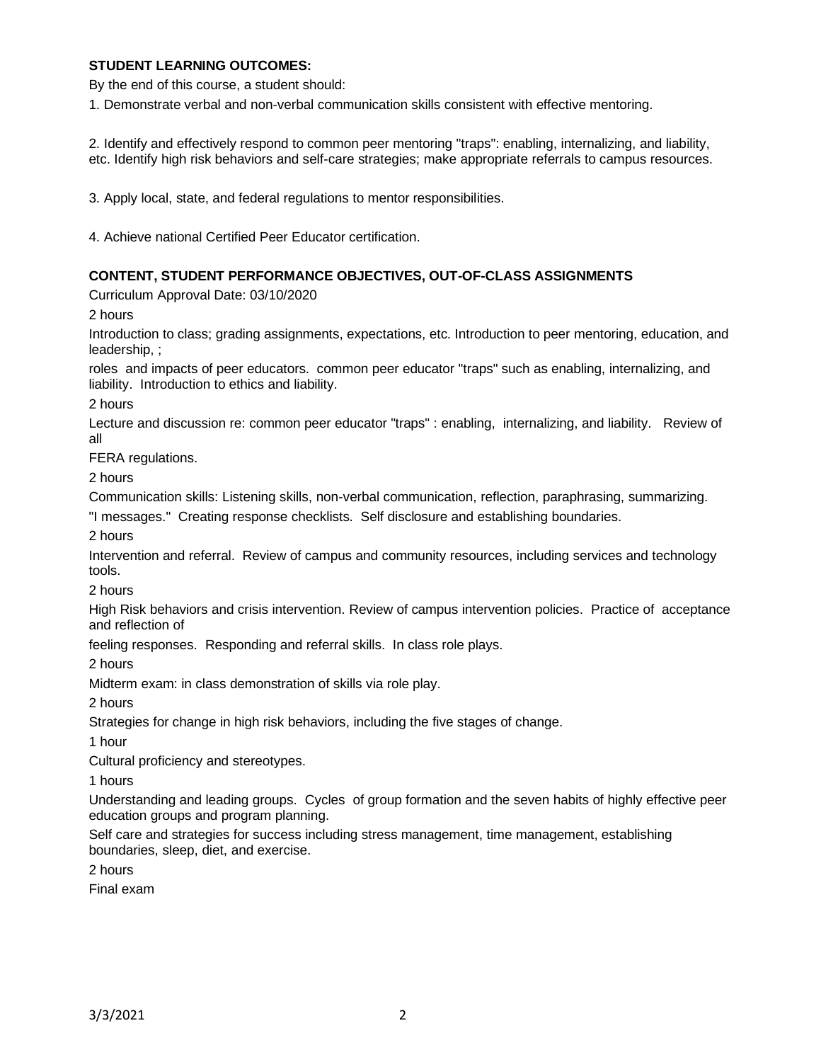**STUDENT LEARNING OUTCOMES:**

By the end of this course, a student should:

1. Demonstrate verbal and non-verbal communication skills consistent with effective mentoring.

2. Identify and effectively respond to common peer mentoring "traps": enabling, internalizing, and liability, etc. Identify high risk behaviors and self-care strategies; make appropriate referrals to campus resources.

3. Apply local, state, and federal regulations to mentor responsibilities.

4. Achieve national Certified Peer Educator certification.

**CONTENT, STUDENT PERFORMANCE OBJECTIVES, OUT-OF-CLASS ASSIGNMENTS**

Curriculum Approval Date: 03/10/2020

2 hours

Introduction to class; grading assignments, expectations, etc. Introduction to peer mentoring, education, and leadership, ;

roles and impacts of peer educators. common peer educator "traps" such as enabling, internalizing, and liability. Introduction to ethics and liability.

2 hours

Lecture and discussion re: common peer educator "traps" : enabling, internalizing, and liability. Review of all

FERA regulations.

2 hours

Communication skills: Listening skills, non-verbal communication, reflection, paraphrasing, summarizing.

"I messages." Creating response checklists. Self disclosure and establishing boundaries.

2 hours

Intervention and referral. Review of campus and community resources, including services and technology tools.

2 hours

High Risk behaviors and crisis intervention. Review of campus intervention policies. Practice of acceptance and reflection of

feeling responses. Responding and referral skills. In class role plays.

2 hours

Midterm exam: in class demonstration of skills via role play.

2 hours

Strategies for change in high risk behaviors, including the five stages of change.

1 hour

Cultural proficiency and stereotypes.

1 hours

Understanding and leading groups. Cycles of group formation and the seven habits of highly effective peer education groups and program planning.

Self care and strategies for success including stress management, time management, establishing boundaries, sleep, diet, and exercise.

2 hours

Final exam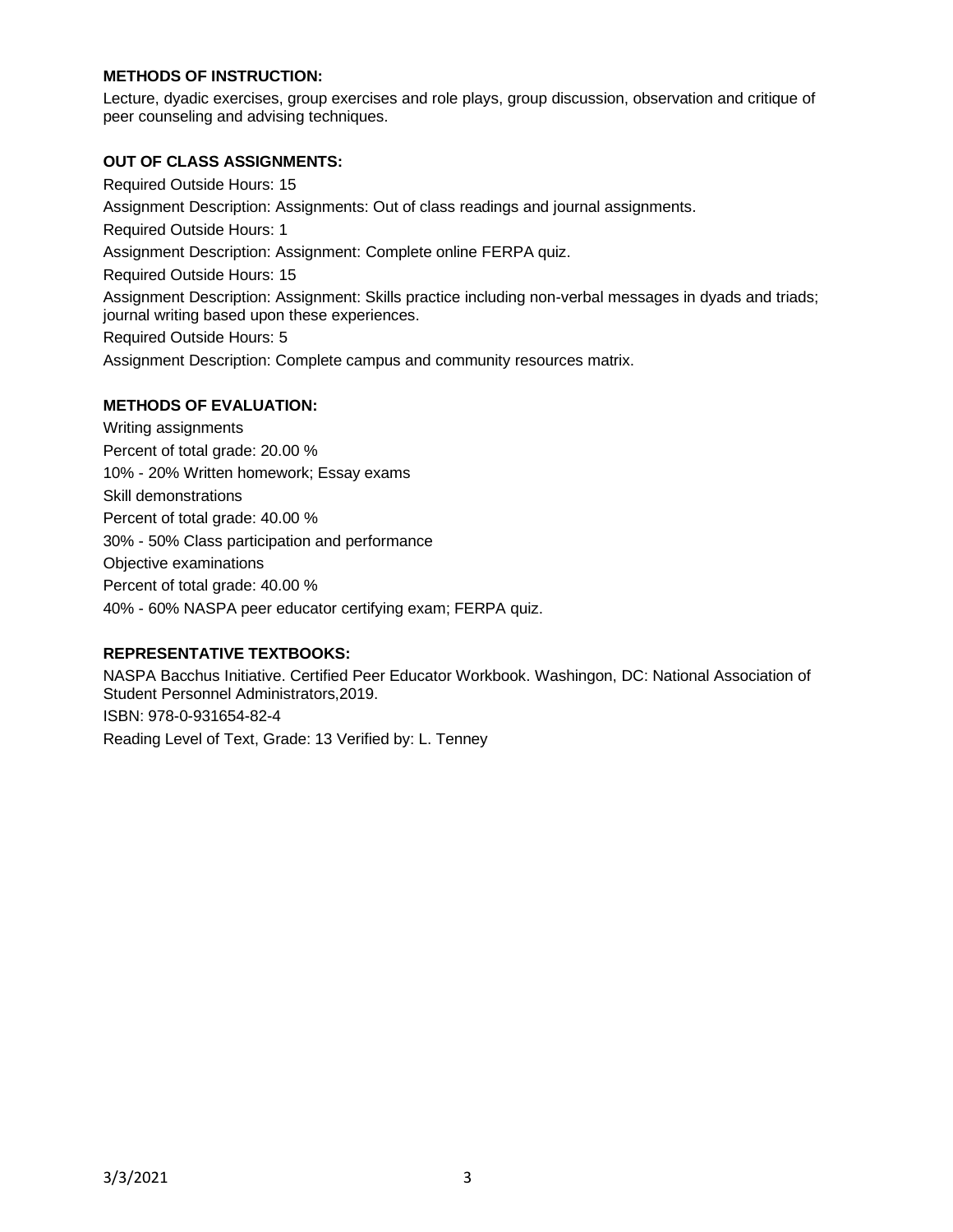**METHODS OF INSTRUCTION:**

Lecture, dyadic exercises, group exercises and role plays, group discussion, observation and critique of peer counseling and advising techniques.

**OUT OF CLASS ASSIGNMENTS:**

Required Outside Hours: 15

Assignment Description: Assignments: Out of class readings and journal assignments.

Required Outside Hours: 1

Assignment Description: Assignment: Complete online FERPA quiz.

Required Outside Hours: 15

Assignment Description: Assignment: Skills practice including non-verbal messages in dyads and triads; journal writing based upon these experiences.

Required Outside Hours: 5

Assignment Description: Complete campus and community resources matrix.

**METHODS OF EVALUATION:**

Writing assignments

Percent of total grade: 20.00 %

10% - 20% Written homework; Essay exams

Skill demonstrations

Percent of total grade: 40.00 %

30% - 50% Class participation and performance

Objective examinations

Percent of total grade: 40.00 %

40% - 60% NASPA peer educator certifying exam; FERPA quiz.

**REPRESENTATIVE TEXTBOOKS:**

NASPA Bacchus Initiative. Certified Peer Educator Workbook. Washingon, DC: National Association of Student Personnel Administrators,2019.

ISBN: 978-0-931654-82-4

Reading Level of Text, Grade: 13 Verified by: L. Tenney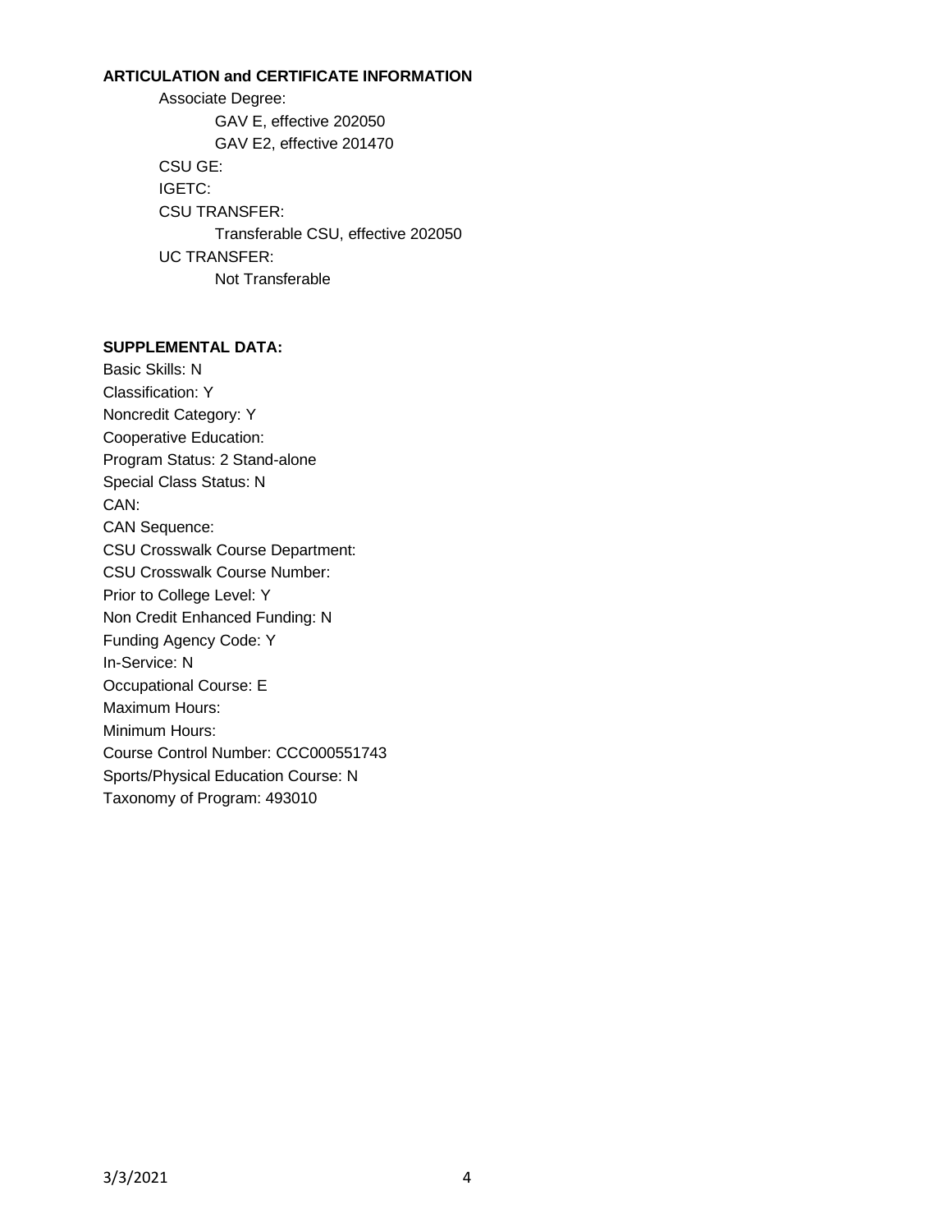**ARTICULATION and CERTIFICATE INFORMATION**

Associate Degree:

GAV E, effective 202050

GAV E2, effective 201470

CSU GE:

IGETC:

CSU TRANSFER:

Transferable CSU, effective 202050

UC TRANSFER:

Not Transferable

**SUPPLEMENTAL DATA:**

Basic Skills: N

Classification: Y

Noncredit Category: Y

Cooperative Education:

Program Status: 2 Stand-alone

Special Class Status: N

CAN:

CAN Sequence:

CSU Crosswalk Course Department:

CSU Crosswalk Course Number:

Prior to College Level: Y

Non Credit Enhanced Funding: N

Funding Agency Code: Y

In-Service: N

Occupational Course: E

Maximum Hours:

Minimum Hours:

Course Control Number: CCC000551743

Sports/Physical Education Course: N

Taxonomy of Program: 493010